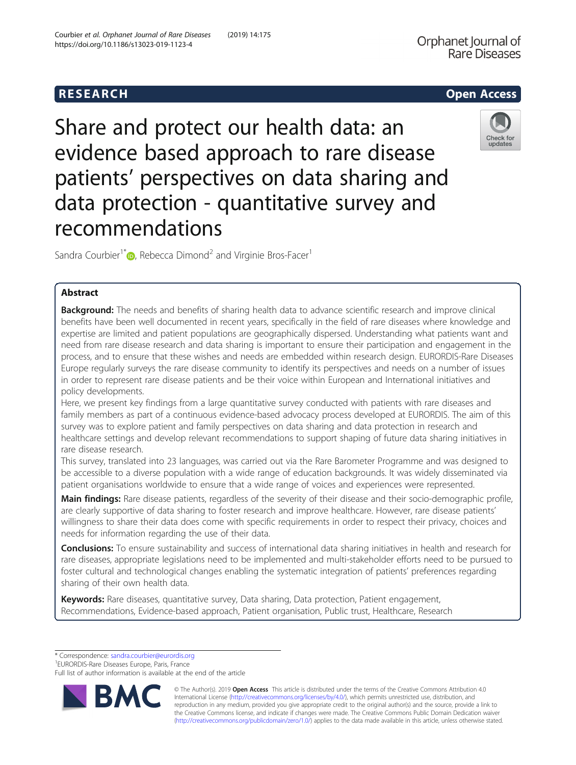RESEARCH

Open Access

# Share and protect our health data: an evidence based approach to rare disease patients' perspectives on data sharing and data protection - quantitative survey and recommendations

Sandra Courbier[1*], Rebecca Dimond[2] and Virginie Bros-Facer[1]

## Abstract

**Background:** The needs and benefits of sharing health data to advance scientific research and improve clinical benefits have been well documented in recent years, specifically in the field of rare diseases where knowledge and expertise are limited and patient populations are geographically dispersed. Understanding what patients want and need from rare disease research and data sharing is important to ensure their participation and engagement in the process, and to ensure that these wishes and needs are embedded within research design. EURORDIS-Rare Diseases Europe regularly surveys the rare disease community to identify its perspectives and needs on a number of issues in order to represent rare disease patients and be their voice within European and International initiatives and policy developments.

Here, we present key findings from a large quantitative survey conducted with patients with rare diseases and family members as part of a continuous evidence-based advocacy process developed at EURORDIS. The aim of this survey was to explore patient and family perspectives on data sharing and data protection in research and healthcare settings and develop relevant recommendations to support shaping of future data sharing initiatives in rare disease research.

This survey, translated into 23 languages, was carried out via the Rare Barometer Programme and was designed to be accessible to a diverse population with a wide range of education backgrounds. It was widely disseminated via patient organisations worldwide to ensure that a wide range of voices and experiences were represented.

**Main findings:** Rare disease patients, regardless of the severity of their disease and their socio-demographic profile, are clearly supportive of data sharing to foster research and improve healthcare. However, rare disease patients' willingness to share their data does come with specific requirements in order to respect their privacy, choices and needs for information regarding the use of their data.

**Conclusions:** To ensure sustainability and success of international data sharing initiatives in health and research for rare diseases, appropriate legislations need to be implemented and multi-stakeholder efforts need to be pursued to foster cultural and technological changes enabling the systematic integration of patients' preferences regarding sharing of their own health data.

**Keywords:** Rare diseases, quantitative survey, Data sharing, Data protection, Patient engagement, Recommendations, Evidence-based approach, Patient organisation, Public trust, Healthcare, Research

* Correspondence: sandra.courbier@eurordis.org
[1]EURORDIS-Rare Diseases Europe, Paris, France
Full list of author information is available at the end of the article

© The Author(s). 2019 **Open Access** This article is distributed under the terms of the Creative Commons Attribution 4.0 International License (http://creativecommons.org/licenses/by/4.0/), which permits unrestricted use, distribution, and reproduction in any medium, provided you give appropriate credit to the original author(s) and the source, provide a link to the Creative Commons license, and indicate if changes were made. The Creative Commons Public Domain Dedication waiver (http://creativecommons.org/publicdomain/zero/1.0/) applies to the data made available in this article, unless otherwise stated.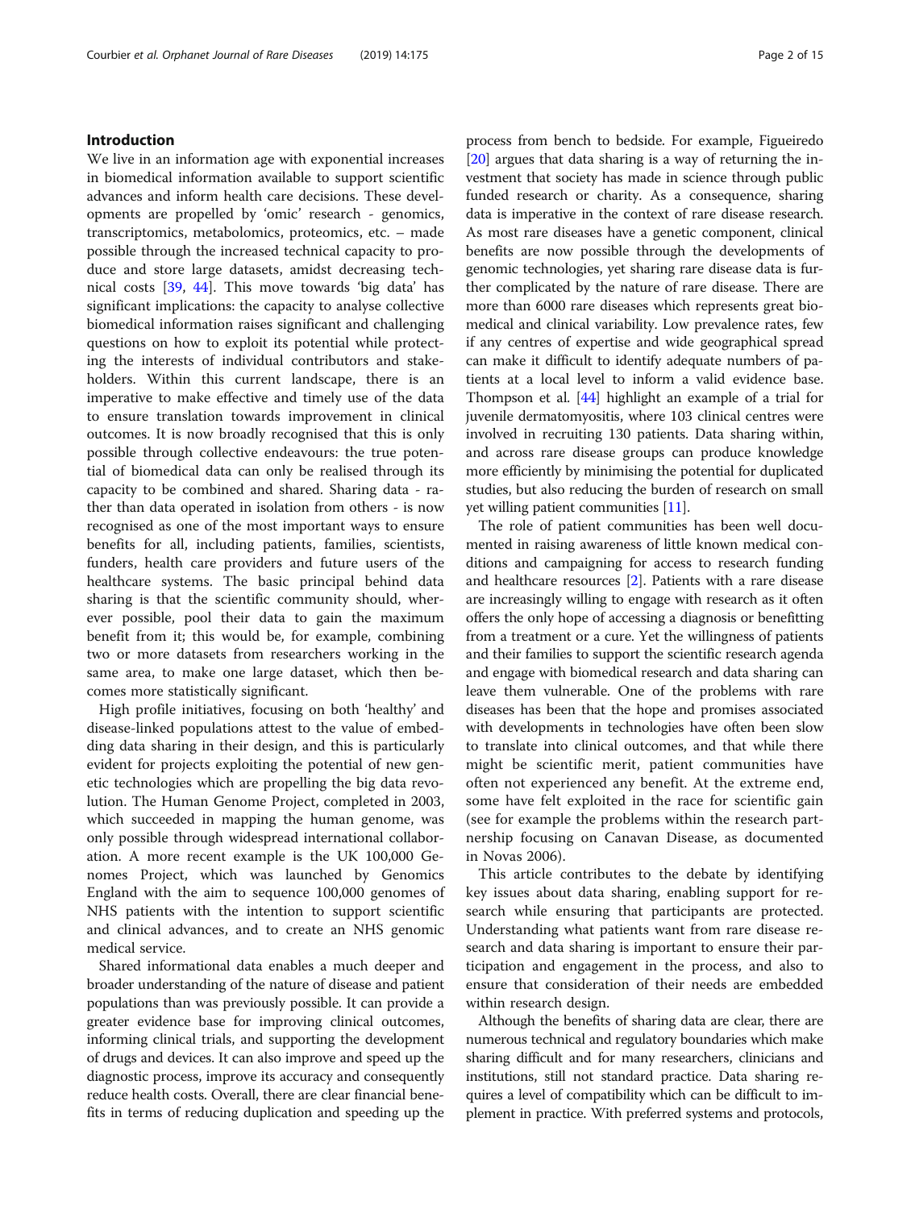## Introduction

We live in an information age with exponential increases in biomedical information available to support scientific advances and inform health care decisions. These developments are propelled by 'omic' research - genomics, transcriptomics, metabolomics, proteomics, etc. – made possible through the increased technical capacity to produce and store large datasets, amidst decreasing technical costs [39, 44]. This move towards 'big data' has significant implications: the capacity to analyse collective biomedical information raises significant and challenging questions on how to exploit its potential while protecting the interests of individual contributors and stakeholders. Within this current landscape, there is an imperative to make effective and timely use of the data to ensure translation towards improvement in clinical outcomes. It is now broadly recognised that this is only possible through collective endeavours: the true potential of biomedical data can only be realised through its capacity to be combined and shared. Sharing data - rather than data operated in isolation from others - is now recognised as one of the most important ways to ensure benefits for all, including patients, families, scientists, funders, health care providers and future users of the healthcare systems. The basic principal behind data sharing is that the scientific community should, wherever possible, pool their data to gain the maximum benefit from it; this would be, for example, combining two or more datasets from researchers working in the same area, to make one large dataset, which then becomes more statistically significant.

High profile initiatives, focusing on both 'healthy' and disease-linked populations attest to the value of embedding data sharing in their design, and this is particularly evident for projects exploiting the potential of new genetic technologies which are propelling the big data revolution. The Human Genome Project, completed in 2003, which succeeded in mapping the human genome, was only possible through widespread international collaboration. A more recent example is the UK 100,000 Genomes Project, which was launched by Genomics England with the aim to sequence 100,000 genomes of NHS patients with the intention to support scientific and clinical advances, and to create an NHS genomic medical service.

Shared informational data enables a much deeper and broader understanding of the nature of disease and patient populations than was previously possible. It can provide a greater evidence base for improving clinical outcomes, informing clinical trials, and supporting the development of drugs and devices. It can also improve and speed up the diagnostic process, improve its accuracy and consequently reduce health costs. Overall, there are clear financial benefits in terms of reducing duplication and speeding up the process from bench to bedside. For example, Figueiredo [20] argues that data sharing is a way of returning the investment that society has made in science through public funded research or charity. As a consequence, sharing data is imperative in the context of rare disease research. As most rare diseases have a genetic component, clinical benefits are now possible through the developments of genomic technologies, yet sharing rare disease data is further complicated by the nature of rare disease. There are more than 6000 rare diseases which represents great biomedical and clinical variability. Low prevalence rates, few if any centres of expertise and wide geographical spread can make it difficult to identify adequate numbers of patients at a local level to inform a valid evidence base. Thompson et al. [44] highlight an example of a trial for juvenile dermatomyositis, where 103 clinical centres were involved in recruiting 130 patients. Data sharing within, and across rare disease groups can produce knowledge more efficiently by minimising the potential for duplicated studies, but also reducing the burden of research on small yet willing patient communities [11].

The role of patient communities has been well documented in raising awareness of little known medical conditions and campaigning for access to research funding and healthcare resources [2]. Patients with a rare disease are increasingly willing to engage with research as it often offers the only hope of accessing a diagnosis or benefitting from a treatment or a cure. Yet the willingness of patients and their families to support the scientific research agenda and engage with biomedical research and data sharing can leave them vulnerable. One of the problems with rare diseases has been that the hope and promises associated with developments in technologies have often been slow to translate into clinical outcomes, and that while there might be scientific merit, patient communities have often not experienced any benefit. At the extreme end, some have felt exploited in the race for scientific gain (see for example the problems within the research partnership focusing on Canavan Disease, as documented in Novas 2006).

This article contributes to the debate by identifying key issues about data sharing, enabling support for research while ensuring that participants are protected. Understanding what patients want from rare disease research and data sharing is important to ensure their participation and engagement in the process, and also to ensure that consideration of their needs are embedded within research design.

Although the benefits of sharing data are clear, there are numerous technical and regulatory boundaries which make sharing difficult and for many researchers, clinicians and institutions, still not standard practice. Data sharing requires a level of compatibility which can be difficult to implement in practice. With preferred systems and protocols,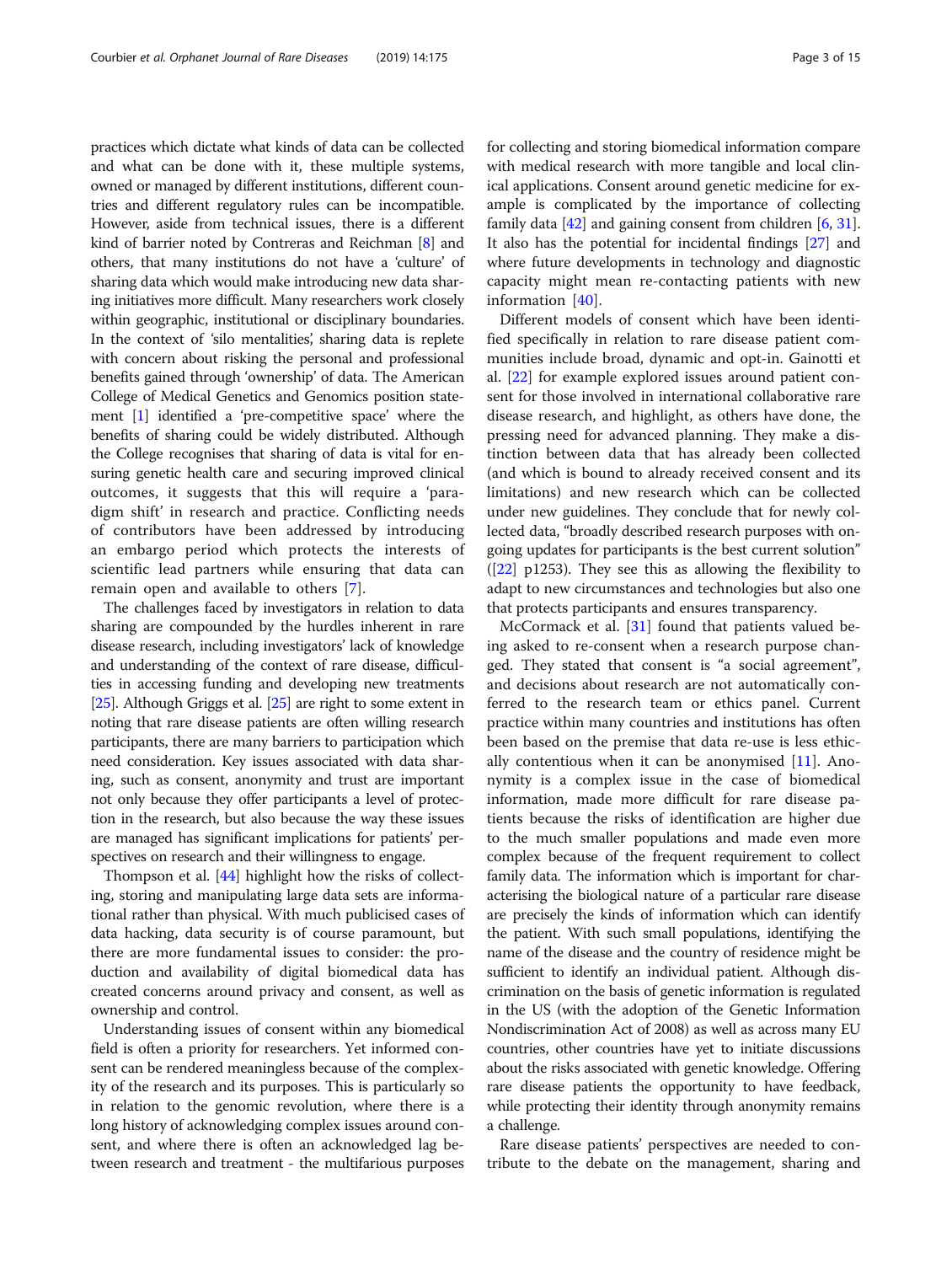practices which dictate what kinds of data can be collected and what can be done with it, these multiple systems, owned or managed by different institutions, different countries and different regulatory rules can be incompatible. However, aside from technical issues, there is a different kind of barrier noted by Contreras and Reichman [8] and others, that many institutions do not have a 'culture' of sharing data which would make introducing new data sharing initiatives more difficult. Many researchers work closely within geographic, institutional or disciplinary boundaries. In the context of 'silo mentalities', sharing data is replete with concern about risking the personal and professional benefits gained through 'ownership' of data. The American College of Medical Genetics and Genomics position statement [1] identified a 'pre-competitive space' where the benefits of sharing could be widely distributed. Although the College recognises that sharing of data is vital for ensuring genetic health care and securing improved clinical outcomes, it suggests that this will require a 'paradigm shift' in research and practice. Conflicting needs of contributors have been addressed by introducing an embargo period which protects the interests of scientific lead partners while ensuring that data can remain open and available to others [7].

The challenges faced by investigators in relation to data sharing are compounded by the hurdles inherent in rare disease research, including investigators' lack of knowledge and understanding of the context of rare disease, difficulties in accessing funding and developing new treatments [25]. Although Griggs et al. [25] are right to some extent in noting that rare disease patients are often willing research participants, there are many barriers to participation which need consideration. Key issues associated with data sharing, such as consent, anonymity and trust are important not only because they offer participants a level of protection in the research, but also because the way these issues are managed has significant implications for patients' perspectives on research and their willingness to engage.

Thompson et al. [44] highlight how the risks of collecting, storing and manipulating large data sets are informational rather than physical. With much publicised cases of data hacking, data security is of course paramount, but there are more fundamental issues to consider: the production and availability of digital biomedical data has created concerns around privacy and consent, as well as ownership and control.

Understanding issues of consent within any biomedical field is often a priority for researchers. Yet informed consent can be rendered meaningless because of the complexity of the research and its purposes. This is particularly so in relation to the genomic revolution, where there is a long history of acknowledging complex issues around consent, and where there is often an acknowledged lag between research and treatment - the multifarious purposes for collecting and storing biomedical information compare with medical research with more tangible and local clinical applications. Consent around genetic medicine for example is complicated by the importance of collecting family data [42] and gaining consent from children [6, 31]. It also has the potential for incidental findings [27] and where future developments in technology and diagnostic capacity might mean re-contacting patients with new information [40].

Different models of consent which have been identified specifically in relation to rare disease patient communities include broad, dynamic and opt-in. Gainotti et al. [22] for example explored issues around patient consent for those involved in international collaborative rare disease research, and highlight, as others have done, the pressing need for advanced planning. They make a distinction between data that has already been collected (and which is bound to already received consent and its limitations) and new research which can be collected under new guidelines. They conclude that for newly collected data, "broadly described research purposes with ongoing updates for participants is the best current solution" ([22] p1253). They see this as allowing the flexibility to adapt to new circumstances and technologies but also one that protects participants and ensures transparency.

McCormack et al. [31] found that patients valued being asked to re-consent when a research purpose changed. They stated that consent is "a social agreement", and decisions about research are not automatically conferred to the research team or ethics panel. Current practice within many countries and institutions has often been based on the premise that data re-use is less ethically contentious when it can be anonymised [11]. Anonymity is a complex issue in the case of biomedical information, made more difficult for rare disease patients because the risks of identification are higher due to the much smaller populations and made even more complex because of the frequent requirement to collect family data. The information which is important for characterising the biological nature of a particular rare disease are precisely the kinds of information which can identify the patient. With such small populations, identifying the name of the disease and the country of residence might be sufficient to identify an individual patient. Although discrimination on the basis of genetic information is regulated in the US (with the adoption of the Genetic Information Nondiscrimination Act of 2008) as well as across many EU countries, other countries have yet to initiate discussions about the risks associated with genetic knowledge. Offering rare disease patients the opportunity to have feedback, while protecting their identity through anonymity remains a challenge.

Rare disease patients' perspectives are needed to contribute to the debate on the management, sharing and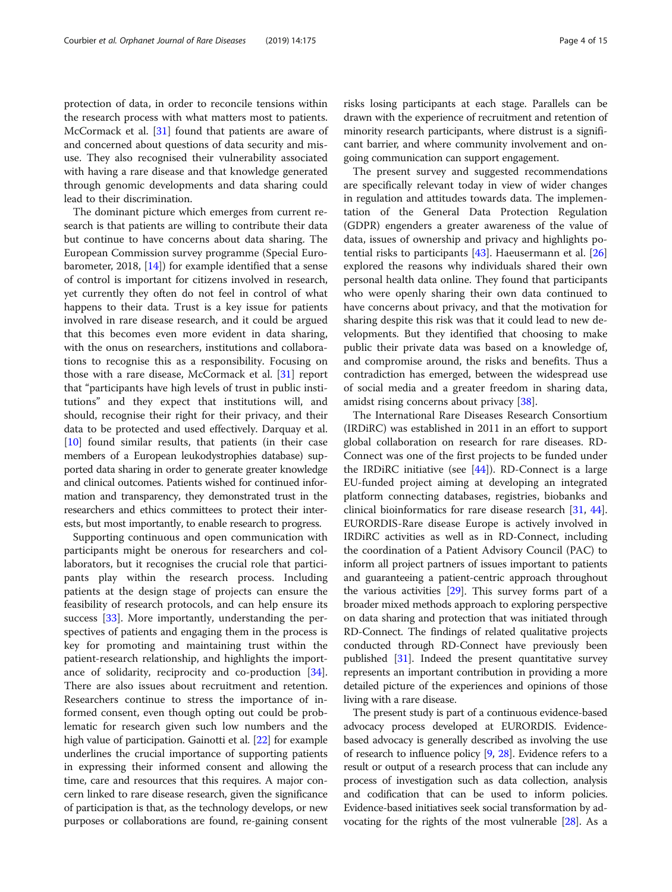protection of data, in order to reconcile tensions within the research process with what matters most to patients. McCormack et al. [31] found that patients are aware of and concerned about questions of data security and misuse. They also recognised their vulnerability associated with having a rare disease and that knowledge generated through genomic developments and data sharing could lead to their discrimination.

The dominant picture which emerges from current research is that patients are willing to contribute their data but continue to have concerns about data sharing. The European Commission survey programme (Special Eurobarometer, 2018, [14]) for example identified that a sense of control is important for citizens involved in research, yet currently they often do not feel in control of what happens to their data. Trust is a key issue for patients involved in rare disease research, and it could be argued that this becomes even more evident in data sharing, with the onus on researchers, institutions and collaborations to recognise this as a responsibility. Focusing on those with a rare disease, McCormack et al. [31] report that "participants have high levels of trust in public institutions" and they expect that institutions will, and should, recognise their right for their privacy, and their data to be protected and used effectively. Darquay et al. [10] found similar results, that patients (in their case members of a European leukodystrophies database) supported data sharing in order to generate greater knowledge and clinical outcomes. Patients wished for continued information and transparency, they demonstrated trust in the researchers and ethics committees to protect their interests, but most importantly, to enable research to progress.

Supporting continuous and open communication with participants might be onerous for researchers and collaborators, but it recognises the crucial role that participants play within the research process. Including patients at the design stage of projects can ensure the feasibility of research protocols, and can help ensure its success [33]. More importantly, understanding the perspectives of patients and engaging them in the process is key for promoting and maintaining trust within the patient-research relationship, and highlights the importance of solidarity, reciprocity and co-production [34]. There are also issues about recruitment and retention. Researchers continue to stress the importance of informed consent, even though opting out could be problematic for research given such low numbers and the high value of participation. Gainotti et al. [22] for example underlines the crucial importance of supporting patients in expressing their informed consent and allowing the time, care and resources that this requires. A major concern linked to rare disease research, given the significance of participation is that, as the technology develops, or new purposes or collaborations are found, re-gaining consent risks losing participants at each stage. Parallels can be drawn with the experience of recruitment and retention of minority research participants, where distrust is a significant barrier, and where community involvement and ongoing communication can support engagement.

The present survey and suggested recommendations are specifically relevant today in view of wider changes in regulation and attitudes towards data. The implementation of the General Data Protection Regulation (GDPR) engenders a greater awareness of the value of data, issues of ownership and privacy and highlights potential risks to participants [43]. Haeusermann et al. [26] explored the reasons why individuals shared their own personal health data online. They found that participants who were openly sharing their own data continued to have concerns about privacy, and that the motivation for sharing despite this risk was that it could lead to new developments. But they identified that choosing to make public their private data was based on a knowledge of, and compromise around, the risks and benefits. Thus a contradiction has emerged, between the widespread use of social media and a greater freedom in sharing data, amidst rising concerns about privacy [38].

The International Rare Diseases Research Consortium (IRDiRC) was established in 2011 in an effort to support global collaboration on research for rare diseases. RD-Connect was one of the first projects to be funded under the IRDiRC initiative (see [44]). RD-Connect is a large EU-funded project aiming at developing an integrated platform connecting databases, registries, biobanks and clinical bioinformatics for rare disease research [31, 44]. EURORDIS-Rare disease Europe is actively involved in IRDiRC activities as well as in RD-Connect, including the coordination of a Patient Advisory Council (PAC) to inform all project partners of issues important to patients and guaranteeing a patient-centric approach throughout the various activities [29]. This survey forms part of a broader mixed methods approach to exploring perspective on data sharing and protection that was initiated through RD-Connect. The findings of related qualitative projects conducted through RD-Connect have previously been published [31]. Indeed the present quantitative survey represents an important contribution in providing a more detailed picture of the experiences and opinions of those living with a rare disease.

The present study is part of a continuous evidence-based advocacy process developed at EURORDIS. Evidence-based advocacy is generally described as involving the use of research to influence policy [9, 28]. Evidence refers to a result or output of a research process that can include any process of investigation such as data collection, analysis and codification that can be used to inform policies. Evidence-based initiatives seek social transformation by advocating for the rights of the most vulnerable [28]. As a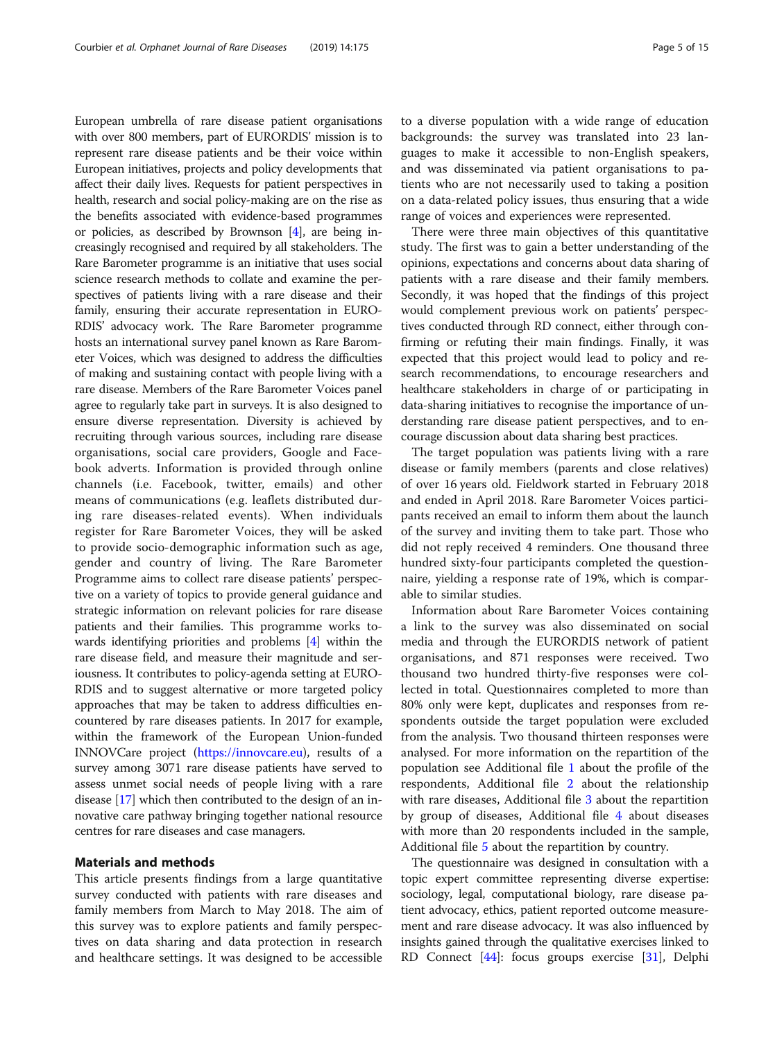European umbrella of rare disease patient organisations with over 800 members, part of EURORDIS' mission is to represent rare disease patients and be their voice within European initiatives, projects and policy developments that affect their daily lives. Requests for patient perspectives in health, research and social policy-making are on the rise as the benefits associated with evidence-based programmes or policies, as described by Brownson [4], are being increasingly recognised and required by all stakeholders. The Rare Barometer programme is an initiative that uses social science research methods to collate and examine the perspectives of patients living with a rare disease and their family, ensuring their accurate representation in EURORDIS' advocacy work. The Rare Barometer programme hosts an international survey panel known as Rare Barometer Voices, which was designed to address the difficulties of making and sustaining contact with people living with a rare disease. Members of the Rare Barometer Voices panel agree to regularly take part in surveys. It is also designed to ensure diverse representation. Diversity is achieved by recruiting through various sources, including rare disease organisations, social care providers, Google and Facebook adverts. Information is provided through online channels (i.e. Facebook, twitter, emails) and other means of communications (e.g. leaflets distributed during rare diseases-related events). When individuals register for Rare Barometer Voices, they will be asked to provide socio-demographic information such as age, gender and country of living. The Rare Barometer Programme aims to collect rare disease patients' perspective on a variety of topics to provide general guidance and strategic information on relevant policies for rare disease patients and their families. This programme works towards identifying priorities and problems [4] within the rare disease field, and measure their magnitude and seriousness. It contributes to policy-agenda setting at EURORDIS and to suggest alternative or more targeted policy approaches that may be taken to address difficulties encountered by rare diseases patients. In 2017 for example, within the framework of the European Union-funded INNOVCare project (https://innovcare.eu), results of a survey among 3071 rare disease patients have served to assess unmet social needs of people living with a rare disease [17] which then contributed to the design of an innovative care pathway bringing together national resource centres for rare diseases and case managers.

## Materials and methods

This article presents findings from a large quantitative survey conducted with patients with rare diseases and family members from March to May 2018. The aim of this survey was to explore patients and family perspectives on data sharing and data protection in research and healthcare settings. It was designed to be accessible to a diverse population with a wide range of education backgrounds: the survey was translated into 23 languages to make it accessible to non-English speakers, and was disseminated via patient organisations to patients who are not necessarily used to taking a position on a data-related policy issues, thus ensuring that a wide range of voices and experiences were represented.

There were three main objectives of this quantitative study. The first was to gain a better understanding of the opinions, expectations and concerns about data sharing of patients with a rare disease and their family members. Secondly, it was hoped that the findings of this project would complement previous work on patients' perspectives conducted through RD connect, either through confirming or refuting their main findings. Finally, it was expected that this project would lead to policy and research recommendations, to encourage researchers and healthcare stakeholders in charge of or participating in data-sharing initiatives to recognise the importance of understanding rare disease patient perspectives, and to encourage discussion about data sharing best practices.

The target population was patients living with a rare disease or family members (parents and close relatives) of over 16 years old. Fieldwork started in February 2018 and ended in April 2018. Rare Barometer Voices participants received an email to inform them about the launch of the survey and inviting them to take part. Those who did not reply received 4 reminders. One thousand three hundred sixty-four participants completed the questionnaire, yielding a response rate of 19%, which is comparable to similar studies.

Information about Rare Barometer Voices containing a link to the survey was also disseminated on social media and through the EURORDIS network of patient organisations, and 871 responses were received. Two thousand two hundred thirty-five responses were collected in total. Questionnaires completed to more than 80% only were kept, duplicates and responses from respondents outside the target population were excluded from the analysis. Two thousand thirteen responses were analysed. For more information on the repartition of the population see Additional file 1 about the profile of the respondents, Additional file 2 about the relationship with rare diseases, Additional file 3 about the repartition by group of diseases, Additional file 4 about diseases with more than 20 respondents included in the sample, Additional file 5 about the repartition by country.

The questionnaire was designed in consultation with a topic expert committee representing diverse expertise: sociology, legal, computational biology, rare disease patient advocacy, ethics, patient reported outcome measurement and rare disease advocacy. It was also influenced by insights gained through the qualitative exercises linked to RD Connect [44]: focus groups exercise [31], Delphi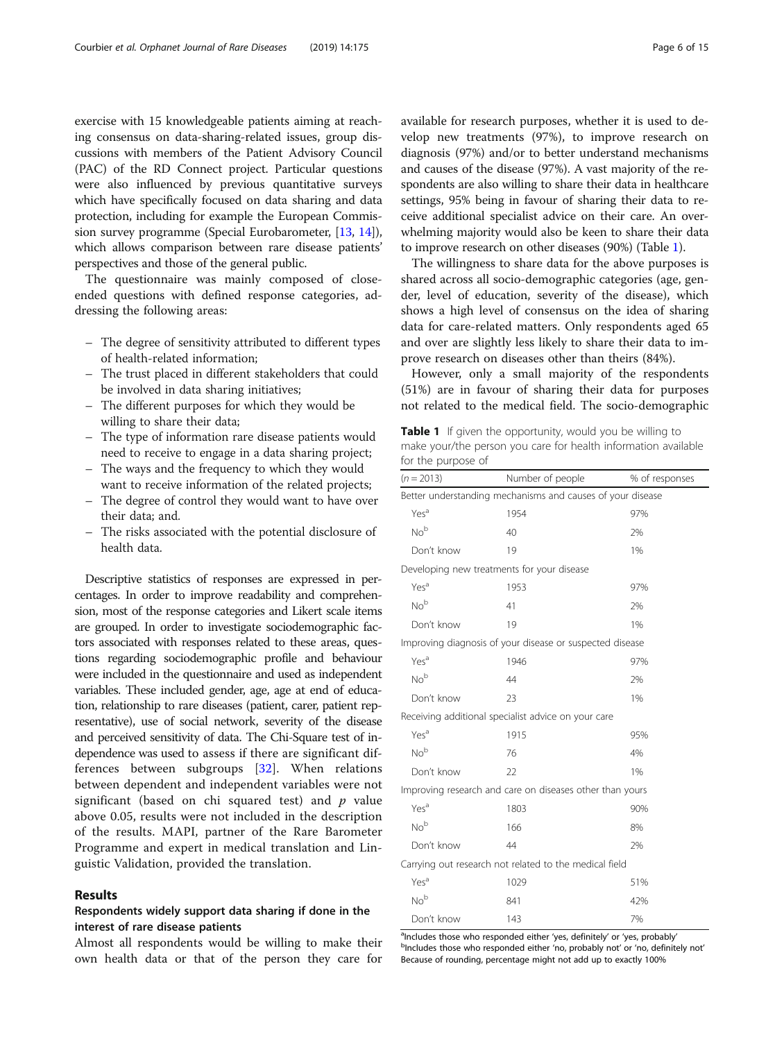exercise with 15 knowledgeable patients aiming at reaching consensus on data-sharing-related issues, group discussions with members of the Patient Advisory Council (PAC) of the RD Connect project. Particular questions were also influenced by previous quantitative surveys which have specifically focused on data sharing and data protection, including for example the European Commission survey programme (Special Eurobarometer, [13, 14]), which allows comparison between rare disease patients' perspectives and those of the general public.

The questionnaire was mainly composed of close-ended questions with defined response categories, addressing the following areas:

- The degree of sensitivity attributed to different types of health-related information;
- The trust placed in different stakeholders that could be involved in data sharing initiatives;
- The different purposes for which they would be willing to share their data;
- The type of information rare disease patients would need to receive to engage in a data sharing project;
- The ways and the frequency to which they would want to receive information of the related projects;
- The degree of control they would want to have over their data; and.
- The risks associated with the potential disclosure of health data.

Descriptive statistics of responses are expressed in percentages. In order to improve readability and comprehension, most of the response categories and Likert scale items are grouped. In order to investigate sociodemographic factors associated with responses related to these areas, questions regarding sociodemographic profile and behaviour were included in the questionnaire and used as independent variables. These included gender, age, age at end of education, relationship to rare diseases (patient, carer, patient representative), use of social network, severity of the disease and perceived sensitivity of data. The Chi-Square test of independence was used to assess if there are significant differences between subgroups [32]. When relations between dependent and independent variables were not significant (based on chi squared test) and $p$ value above 0.05, results were not included in the description of the results. MAPI, partner of the Rare Barometer Programme and expert in medical translation and Linguistic Validation, provided the translation.

## Results

### Respondents widely support data sharing if done in the interest of rare disease patients

Almost all respondents would be willing to make their own health data or that of the person they care for available for research purposes, whether it is used to develop new treatments (97%), to improve research on diagnosis (97%) and/or to better understand mechanisms and causes of the disease (97%). A vast majority of the respondents are also willing to share their data in healthcare settings, 95% being in favour of sharing their data to receive additional specialist advice on their care. An overwhelming majority would also be keen to share their data to improve research on other diseases (90%) (Table 1).

The willingness to share data for the above purposes is shared across all socio-demographic categories (age, gender, level of education, severity of the disease), which shows a high level of consensus on the idea of sharing data for care-related matters. Only respondents aged 65 and over are slightly less likely to share their data to improve research on diseases other than theirs (84%).

However, only a small majority of the respondents (51%) are in favour of sharing their data for purposes not related to the medical field. The socio-demographic

**Table 1** If given the opportunity, would you be willing to make your/the person you care for health information available for the purpose of

| ($n = 2013$) | Number of people | % of responses |
|---|---|---|
| Better understanding mechanisms and causes of your disease | | |
| Yes[a] | 1954 | 97% |
| No[b] | 40 | 2% |
| Don't know | 19 | 1% |
| Developing new treatments for your disease | | |
| Yes[a] | 1953 | 97% |
| No[b] | 41 | 2% |
| Don't know | 19 | 1% |
| Improving diagnosis of your disease or suspected disease | | |
| Yes[a] | 1946 | 97% |
| No[b] | 44 | 2% |
| Don't know | 23 | 1% |
| Receiving additional specialist advice on your care | | |
| Yes[a] | 1915 | 95% |
| No[b] | 76 | 4% |
| Don't know | 22 | 1% |
| Improving research and care on diseases other than yours | | |
| Yes[a] | 1803 | 90% |
| No[b] | 166 | 8% |
| Don't know | 44 | 2% |
| Carrying out research not related to the medical field | | |
| Yes[a] | 1029 | 51% |
| No[b] | 841 | 42% |
| Don't know | 143 | 7% |

[a]Includes those who responded either 'yes, definitely' or 'yes, probably'
[b]Includes those who responded either 'no, probably not' or 'no, definitely not'
Because of rounding, percentage might not add up to exactly 100%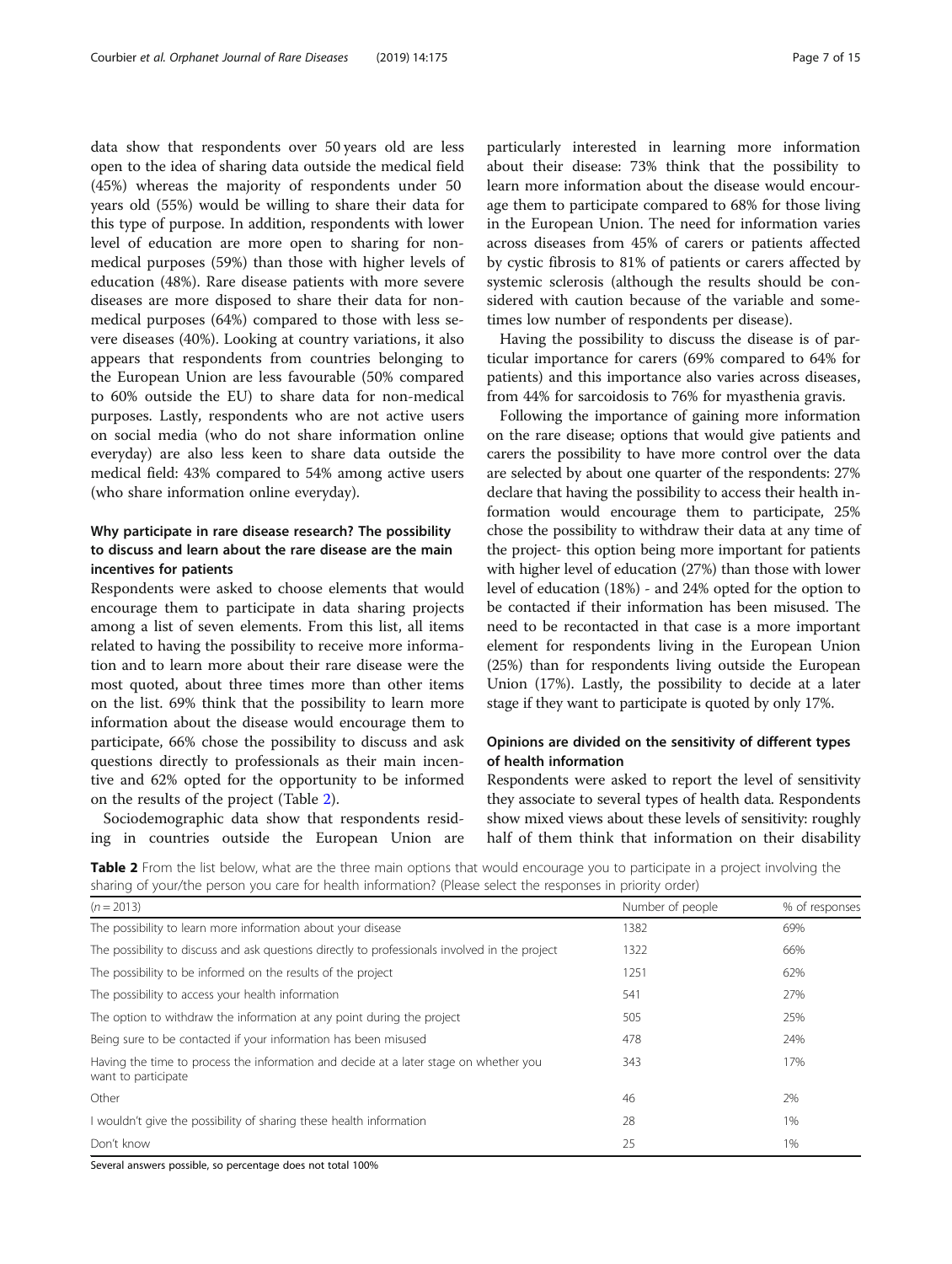data show that respondents over 50 years old are less open to the idea of sharing data outside the medical field (45%) whereas the majority of respondents under 50 years old (55%) would be willing to share their data for this type of purpose. In addition, respondents with lower level of education are more open to sharing for non-medical purposes (59%) than those with higher levels of education (48%). Rare disease patients with more severe diseases are more disposed to share their data for non-medical purposes (64%) compared to those with less severe diseases (40%). Looking at country variations, it also appears that respondents from countries belonging to the European Union are less favourable (50% compared to 60% outside the EU) to share data for non-medical purposes. Lastly, respondents who are not active users on social media (who do not share information online everyday) are also less keen to share data outside the medical field: 43% compared to 54% among active users (who share information online everyday).

### Why participate in rare disease research? The possibility to discuss and learn about the rare disease are the main incentives for patients

Respondents were asked to choose elements that would encourage them to participate in data sharing projects among a list of seven elements. From this list, all items related to having the possibility to receive more information and to learn more about their rare disease were the most quoted, about three times more than other items on the list. 69% think that the possibility to learn more information about the disease would encourage them to participate, 66% chose the possibility to discuss and ask questions directly to professionals as their main incentive and 62% opted for the opportunity to be informed on the results of the project (Table 2).

Sociodemographic data show that respondents residing in countries outside the European Union are particularly interested in learning more information about their disease: 73% think that the possibility to learn more information about the disease would encourage them to participate compared to 68% for those living in the European Union. The need for information varies across diseases from 45% of carers or patients affected by cystic fibrosis to 81% of patients or carers affected by systemic sclerosis (although the results should be considered with caution because of the variable and sometimes low number of respondents per disease).

Having the possibility to discuss the disease is of particular importance for carers (69% compared to 64% for patients) and this importance also varies across diseases, from 44% for sarcoidosis to 76% for myasthenia gravis.

Following the importance of gaining more information on the rare disease; options that would give patients and carers the possibility to have more control over the data are selected by about one quarter of the respondents: 27% declare that having the possibility to access their health information would encourage them to participate, 25% chose the possibility to withdraw their data at any time of the project- this option being more important for patients with higher level of education (27%) than those with lower level of education (18%) - and 24% opted for the option to be contacted if their information has been misused. The need to be recontacted in that case is a more important element for respondents living in the European Union (25%) than for respondents living outside the European Union (17%). Lastly, the possibility to decide at a later stage if they want to participate is quoted by only 17%.

### Opinions are divided on the sensitivity of different types of health information

Respondents were asked to report the level of sensitivity they associate to several types of health data. Respondents show mixed views about these levels of sensitivity: roughly half of them think that information on their disability

**Table 2** From the list below, what are the three main options that would encourage you to participate in a project involving the sharing of your/the person you care for health information? (Please select the responses in priority order)

| ($n = 2013$) | Number of people | % of responses |
|---|---|---|
| The possibility to learn more information about your disease | 1382 | 69% |
| The possibility to discuss and ask questions directly to professionals involved in the project | 1322 | 66% |
| The possibility to be informed on the results of the project | 1251 | 62% |
| The possibility to access your health information | 541 | 27% |
| The option to withdraw the information at any point during the project | 505 | 25% |
| Being sure to be contacted if your information has been misused | 478 | 24% |
| Having the time to process the information and decide at a later stage on whether you want to participate | 343 | 17% |
| Other | 46 | 2% |
| I wouldn't give the possibility of sharing these health information | 28 | 1% |
| Don't know | 25 | 1% |

Several answers possible, so percentage does not total 100%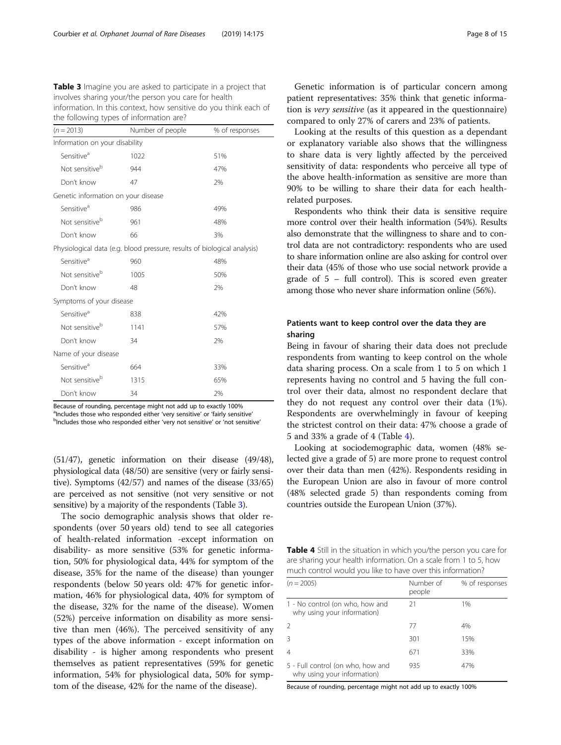**Table 3** Imagine you are asked to participate in a project that involves sharing your/the person you care for health information. In this context, how sensitive do you think each of the following types of information are?

| (n = 2013) | Number of people | % of responses |
|---|---|---|
| Information on your disability | | |
| Sensitive[a] | 1022 | 51% |
| Not sensitive[b] | 944 | 47% |
| Don't know | 47 | 2% |
| Genetic information on your disease | | |
| Sensitive[a] | 986 | 49% |
| Not sensitive[b] | 961 | 48% |
| Don't know | 66 | 3% |
| Physiological data (e.g. blood pressure, results of biological analysis) | | |
| Sensitive[a] | 960 | 48% |
| Not sensitive[b] | 1005 | 50% |
| Don't know | 48 | 2% |
| Symptoms of your disease | | |
| Sensitive[a] | 838 | 42% |
| Not sensitive[b] | 1141 | 57% |
| Don't know | 34 | 2% |
| Name of your disease | | |
| Sensitive[a] | 664 | 33% |
| Not sensitive[b] | 1315 | 65% |
| Don't know | 34 | 2% |

Because of rounding, percentage might not add up to exactly 100%
[a]Includes those who responded either 'very sensitive' or 'fairly sensitive'
[b]Includes those who responded either 'very not sensitive' or 'not sensitive'

(51/47), genetic information on their disease (49/48), physiological data (48/50) are sensitive (very or fairly sensitive). Symptoms (42/57) and names of the disease (33/65) are perceived as not sensitive (not very sensitive or not sensitive) by a majority of the respondents (Table 3).

The socio demographic analysis shows that older respondents (over 50 years old) tend to see all categories of health-related information -except information on disability- as more sensitive (53% for genetic information, 50% for physiological data, 44% for symptom of the disease, 35% for the name of the disease) than younger respondents (below 50 years old: 47% for genetic information, 46% for physiological data, 40% for symptom of the disease, 32% for the name of the disease). Women (52%) perceive information on disability as more sensitive than men (46%). The perceived sensitivity of any types of the above information - except information on disability - is higher among respondents who present themselves as patient representatives (59% for genetic information, 54% for physiological data, 50% for symptom of the disease, 42% for the name of the disease).

Genetic information is of particular concern among patient representatives: 35% think that genetic information is *very sensitive* (as it appeared in the questionnaire) compared to only 27% of carers and 23% of patients.

Looking at the results of this question as a dependant or explanatory variable also shows that the willingness to share data is very lightly affected by the perceived sensitivity of data: respondents who perceive all type of the above health-information as sensitive are more than 90% to be willing to share their data for each health-related purposes.

Respondents who think their data is sensitive require more control over their health information (54%). Results also demonstrate that the willingness to share and to control data are not contradictory: respondents who are used to share information online are also asking for control over their data (45% of those who use social network provide a grade of 5 – full control). This is scored even greater among those who never share information online (56%).

## Patients want to keep control over the data they are sharing

Being in favour of sharing their data does not preclude respondents from wanting to keep control on the whole data sharing process. On a scale from 1 to 5 on which 1 represents having no control and 5 having the full control over their data, almost no respondent declare that they do not request any control over their data (1%). Respondents are overwhelmingly in favour of keeping the strictest control on their data: 47% choose a grade of 5 and 33% a grade of 4 (Table 4).

Looking at sociodemographic data, women (48% selected give a grade of 5) are more prone to request control over their data than men (42%). Respondents residing in the European Union are also in favour of more control (48% selected grade 5) than respondents coming from countries outside the European Union (37%).

**Table 4** Still in the situation in which you/the person you care for are sharing your health information. On a scale from 1 to 5, how much control would you like to have over this information?

| (n = 2005) | Number of people | % of responses |
|---|---|---|
| 1 - No control (on who, how and why using your information) | 21 | 1% |
| 2 | 77 | 4% |
| 3 | 301 | 15% |
| 4 | 671 | 33% |
| 5 - Full control (on who, how and why using your information) | 935 | 47% |

Because of rounding, percentage might not add up to exactly 100%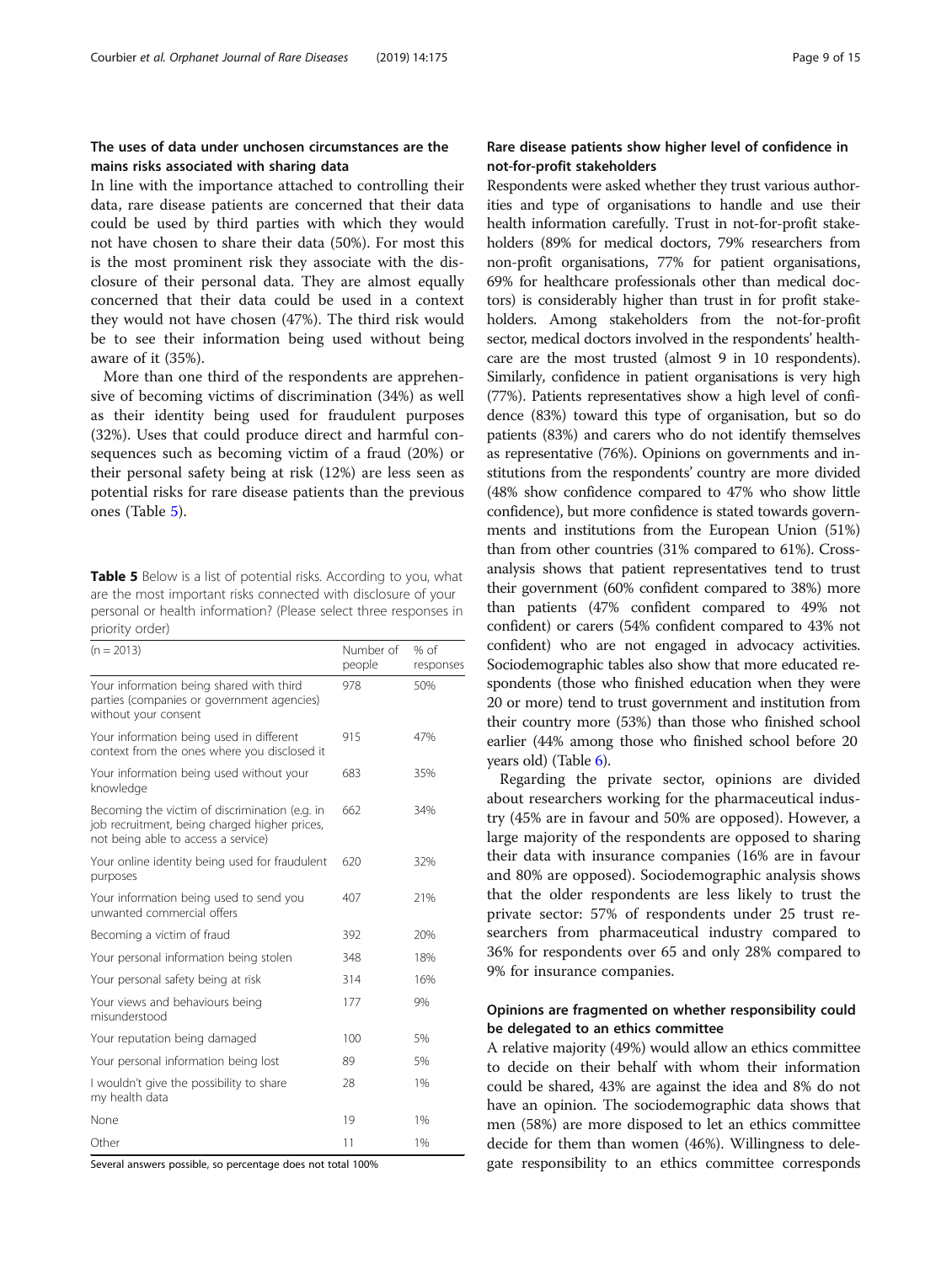## The uses of data under unchosen circumstances are the mains risks associated with sharing data

In line with the importance attached to controlling their data, rare disease patients are concerned that their data could be used by third parties with which they would not have chosen to share their data (50%). For most this is the most prominent risk they associate with the disclosure of their personal data. They are almost equally concerned that their data could be used in a context they would not have chosen (47%). The third risk would be to see their information being used without being aware of it (35%).

More than one third of the respondents are apprehensive of becoming victims of discrimination (34%) as well as their identity being used for fraudulent purposes (32%). Uses that could produce direct and harmful consequences such as becoming victim of a fraud (20%) or their personal safety being at risk (12%) are less seen as potential risks for rare disease patients than the previous ones (Table 5).

**Table 5** Below is a list of potential risks. According to you, what are the most important risks connected with disclosure of your personal or health information? (Please select three responses in priority order)

| (n = 2013) | Number of people | % of responses |
|---|---|---|
| Your information being shared with third parties (companies or government agencies) without your consent | 978 | 50% |
| Your information being used in different context from the ones where you disclosed it | 915 | 47% |
| Your information being used without your knowledge | 683 | 35% |
| Becoming the victim of discrimination (e.g. in job recruitment, being charged higher prices, not being able to access a service) | 662 | 34% |
| Your online identity being used for fraudulent purposes | 620 | 32% |
| Your information being used to send you unwanted commercial offers | 407 | 21% |
| Becoming a victim of fraud | 392 | 20% |
| Your personal information being stolen | 348 | 18% |
| Your personal safety being at risk | 314 | 16% |
| Your views and behaviours being misunderstood | 177 | 9% |
| Your reputation being damaged | 100 | 5% |
| Your personal information being lost | 89 | 5% |
| I wouldn't give the possibility to share my health data | 28 | 1% |
| None | 19 | 1% |
| Other | 11 | 1% |

Several answers possible, so percentage does not total 100%

## Rare disease patients show higher level of confidence in not-for-profit stakeholders

Respondents were asked whether they trust various authorities and type of organisations to handle and use their health information carefully. Trust in not-for-profit stakeholders (89% for medical doctors, 79% researchers from non-profit organisations, 77% for patient organisations, 69% for healthcare professionals other than medical doctors) is considerably higher than trust in for profit stakeholders. Among stakeholders from the not-for-profit sector, medical doctors involved in the respondents' healthcare are the most trusted (almost 9 in 10 respondents). Similarly, confidence in patient organisations is very high (77%). Patients representatives show a high level of confidence (83%) toward this type of organisation, but so do patients (83%) and carers who do not identify themselves as representative (76%). Opinions on governments and institutions from the respondents' country are more divided (48% show confidence compared to 47% who show little confidence), but more confidence is stated towards governments and institutions from the European Union (51%) than from other countries (31% compared to 61%). Cross-analysis shows that patient representatives tend to trust their government (60% confident compared to 38%) more than patients (47% confident compared to 49% not confident) or carers (54% confident compared to 43% not confident) who are not engaged in advocacy activities. Sociodemographic tables also show that more educated respondents (those who finished education when they were 20 or more) tend to trust government and institution from their country more (53%) than those who finished school earlier (44% among those who finished school before 20 years old) (Table 6).

Regarding the private sector, opinions are divided about researchers working for the pharmaceutical industry (45% are in favour and 50% are opposed). However, a large majority of the respondents are opposed to sharing their data with insurance companies (16% are in favour and 80% are opposed). Sociodemographic analysis shows that the older respondents are less likely to trust the private sector: 57% of respondents under 25 trust researchers from pharmaceutical industry compared to 36% for respondents over 65 and only 28% compared to 9% for insurance companies.

## Opinions are fragmented on whether responsibility could be delegated to an ethics committee

A relative majority (49%) would allow an ethics committee to decide on their behalf with whom their information could be shared, 43% are against the idea and 8% do not have an opinion. The sociodemographic data shows that men (58%) are more disposed to let an ethics committee decide for them than women (46%). Willingness to delegate responsibility to an ethics committee corresponds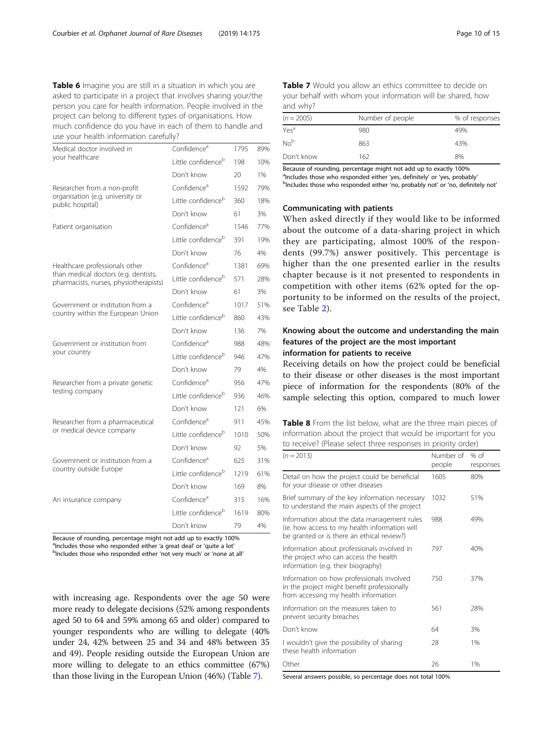**Table 6** Imagine you are still in a situation in which you are asked to participate in a project that involves sharing your/the person you care for health information. People involved in the project can belong to different types of organisations. How much confidence do you have in each of them to handle and use your health information carefully?

| | | | |
|---|---|---|---|
| Medical doctor involved in your healthcare | Confidence[a] | 1795 | 89% |
| | Little confidence[b] | 198 | 10% |
| | Don't know | 20 | 1% |
| Researcher from a non-profit organisation (e.g. university or public hospital) | Confidence[a] | 1592 | 79% |
| | Little confidence[b] | 360 | 18% |
| | Don't know | 61 | 3% |
| Patient organisation | Confidence[a] | 1546 | 77% |
| | Little confidence[b] | 391 | 19% |
| | Don't know | 76 | 4% |
| Healthcare professionals other than medical doctors (e.g. dentists, pharmacists, nurses, physiotherapists) | Confidence[a] | 1381 | 69% |
| | Little confidence[b] | 571 | 28% |
| | Don't know | 61 | 3% |
| Government or institution from a country within the European Union | Confidence[a] | 1017 | 51% |
| | Little confidence[b] | 860 | 43% |
| | Don't know | 136 | 7% |
| Government or institution from your country | Confidence[a] | 988 | 48% |
| | Little confidence[b] | 946 | 47% |
| | Don't know | 79 | 4% |
| Researcher from a private genetic testing company | Confidence[a] | 956 | 47% |
| | Little confidence[b] | 936 | 46% |
| | Don't know | 121 | 6% |
| Researcher from a pharmaceutical or medical device company | Confidence[a] | 911 | 45% |
| | Little confidence[b] | 1010 | 50% |
| | Don't know | 92 | 5% |
| Government or institution from a country outside Europe | Confidence[a] | 625 | 31% |
| | Little confidence[b] | 1219 | 61% |
| | Don't know | 169 | 8% |
| An insurance company | Confidence[a] | 315 | 16% |
| | Little confidence[b] | 1619 | 80% |
| | Don't know | 79 | 4% |

Because of rounding, percentage might not add up to exactly 100%
[a]Includes those who responded either 'a great deal' or 'quite a lot'
[b]Includes those who responded either 'not very much' or 'none at all'

with increasing age. Respondents over the age 50 were more ready to delegate decisions (52% among respondents aged 50 to 64 and 59% among 65 and older) compared to younger respondents who are willing to delegate (40% under 24, 42% between 25 and 34 and 48% between 35 and 49). People residing outside the European Union are more willing to delegate to an ethics committee (67%) than those living in the European Union (46%) (Table 7).

**Table 7** Would you allow an ethics committee to decide on your behalf with whom your information will be shared, how and why?

| ($n = 2005$) | Number of people | % of responses |
|---|---|---|
| Yes[a] | 980 | 49% |
| No[b] | 863 | 43% |
| Don't know | 162 | 8% |

Because of rounding, percentage might not add up to exactly 100%
[a]Includes those who responded either 'yes, definitely' or 'yes, probably'
[b]Includes those who responded either 'no, probably not' or 'no, definitely not'

### Communicating with patients

When asked directly if they would like to be informed about the outcome of a data-sharing project in which they are participating, almost 100% of the respondents (99.7%) answer positively. This percentage is higher than the one presented earlier in the results chapter because is it not presented to respondents in competition with other items (62% opted for the opportunity to be informed on the results of the project, see Table 2).

### Knowing about the outcome and understanding the main features of the project are the most important information for patients to receive

Receiving details on how the project could be beneficial to their disease or other diseases is the most important piece of information for the respondents (80% of the sample selecting this option, compared to much lower

**Table 8** From the list below, what are the three main pieces of information about the project that would be important for you to receive? (Please select three responses in priority order)

| ($n = 2013$) | Number of people | % of responses |
|---|---|---|
| Detail on how the project could be beneficial for your disease or other diseases | 1605 | 80% |
| Brief summary of the key information necessary to understand the main aspects of the project | 1032 | 51% |
| Information about the data management rules (ie. how access to my health information will be granted or is there an ethical review?) | 988 | 49% |
| Information about professionals involved in the project who can access the health information (e.g. their biography) | 797 | 40% |
| Information on how professionals involved in the project might benefit professionally from accessing my health information | 750 | 37% |
| Information on the measures taken to prevent security breaches | 561 | 28% |
| Don't know | 64 | 3% |
| I wouldn't give the possibility of sharing these health information | 28 | 1% |
| Other | 26 | 1% |

Several answers possible, so percentage does not total 100%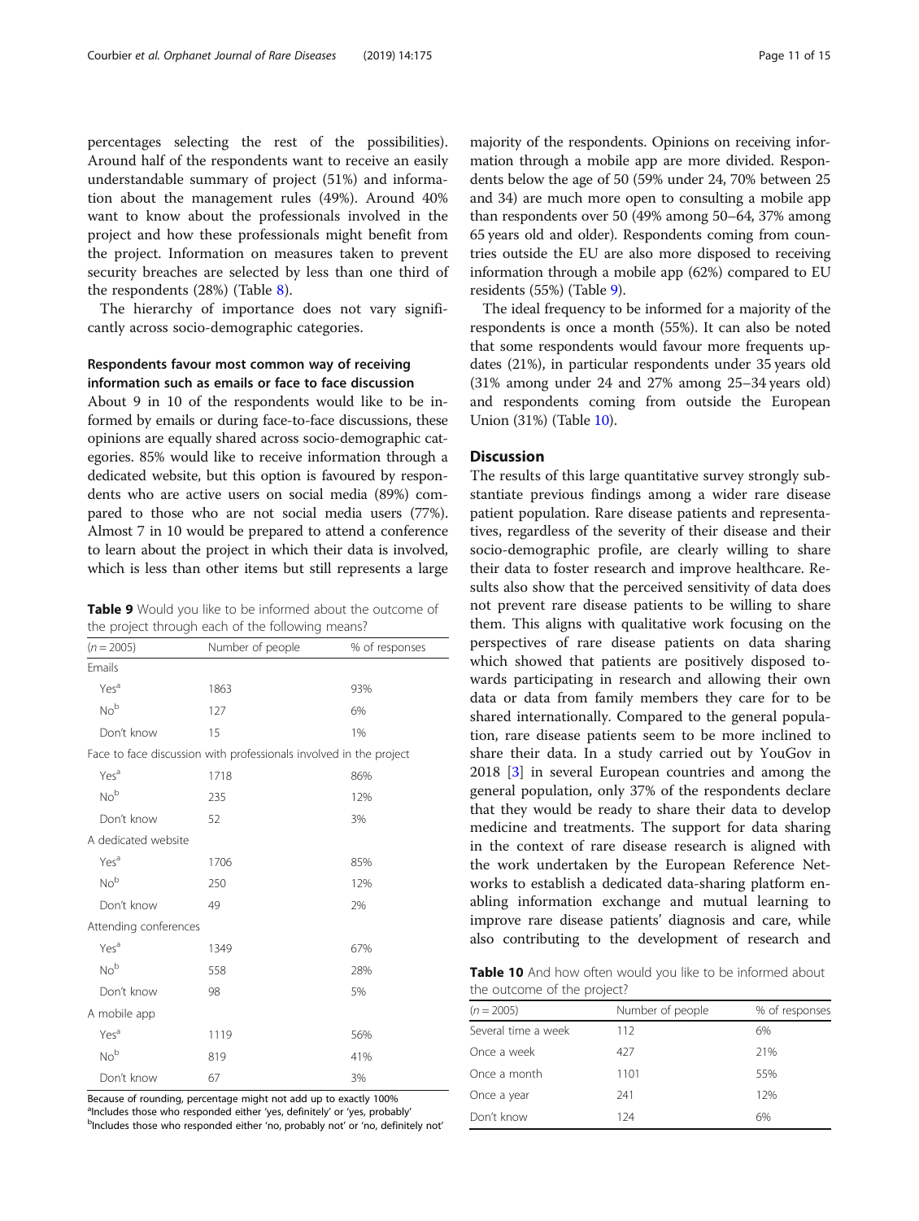percentages selecting the rest of the possibilities). Around half of the respondents want to receive an easily understandable summary of project (51%) and information about the management rules (49%). Around 40% want to know about the professionals involved in the project and how these professionals might benefit from the project. Information on measures taken to prevent security breaches are selected by less than one third of the respondents (28%) (Table 8).

The hierarchy of importance does not vary significantly across socio-demographic categories.

### Respondents favour most common way of receiving information such as emails or face to face discussion

About 9 in 10 of the respondents would like to be informed by emails or during face-to-face discussions, these opinions are equally shared across socio-demographic categories. 85% would like to receive information through a dedicated website, but this option is favoured by respondents who are active users on social media (89%) compared to those who are not social media users (77%). Almost 7 in 10 would be prepared to attend a conference to learn about the project in which their data is involved, which is less than other items but still represents a large majority of the respondents. Opinions on receiving information through a mobile app are more divided. Respondents below the age of 50 (59% under 24, 70% between 25 and 34) are much more open to consulting a mobile app than respondents over 50 (49% among 50–64, 37% among 65 years old and older). Respondents coming from countries outside the EU are also more disposed to receiving information through a mobile app (62%) compared to EU residents (55%) (Table 9).

The ideal frequency to be informed for a majority of the respondents is once a month (55%). It can also be noted that some respondents would favour more frequents updates (21%), in particular respondents under 35 years old (31% among under 24 and 27% among 25–34 years old) and respondents coming from outside the European Union (31%) (Table 10).

**Table 9** Would you like to be informed about the outcome of the project through each of the following means?

| (n = 2005) | Number of people | % of responses |
|---|---|---|
| Emails | | |
| Yes[a] | 1863 | 93% |
| No[b] | 127 | 6% |
| Don't know | 15 | 1% |
| Face to face discussion with professionals involved in the project | | |
| Yes[a] | 1718 | 86% |
| No[b] | 235 | 12% |
| Don't know | 52 | 3% |
| A dedicated website | | |
| Yes[a] | 1706 | 85% |
| No[b] | 250 | 12% |
| Don't know | 49 | 2% |
| Attending conferences | | |
| Yes[a] | 1349 | 67% |
| No[b] | 558 | 28% |
| Don't know | 98 | 5% |
| A mobile app | | |
| Yes[a] | 1119 | 56% |
| No[b] | 819 | 41% |
| Don't know | 67 | 3% |

Because of rounding, percentage might not add up to exactly 100%
[a]Includes those who responded either 'yes, definitely' or 'yes, probably'
[b]Includes those who responded either 'no, probably not' or 'no, definitely not'

## Discussion

The results of this large quantitative survey strongly substantiate previous findings among a wider rare disease patient population. Rare disease patients and representatives, regardless of the severity of their disease and their socio-demographic profile, are clearly willing to share their data to foster research and improve healthcare. Results also show that the perceived sensitivity of data does not prevent rare disease patients to be willing to share them. This aligns with qualitative work focusing on the perspectives of rare disease patients on data sharing which showed that patients are positively disposed towards participating in research and allowing their own data or data from family members they care for to be shared internationally. Compared to the general population, rare disease patients seem to be more inclined to share their data. In a study carried out by YouGov in 2018 [3] in several European countries and among the general population, only 37% of the respondents declare that they would be ready to share their data to develop medicine and treatments. The support for data sharing in the context of rare disease research is aligned with the work undertaken by the European Reference Networks to establish a dedicated data-sharing platform enabling information exchange and mutual learning to improve rare disease patients' diagnosis and care, while also contributing to the development of research and

**Table 10** And how often would you like to be informed about the outcome of the project?

| (n = 2005) | Number of people | % of responses |
|---|---|---|
| Several time a week | 112 | 6% |
| Once a week | 427 | 21% |
| Once a month | 1101 | 55% |
| Once a year | 241 | 12% |
| Don't know | 124 | 6% |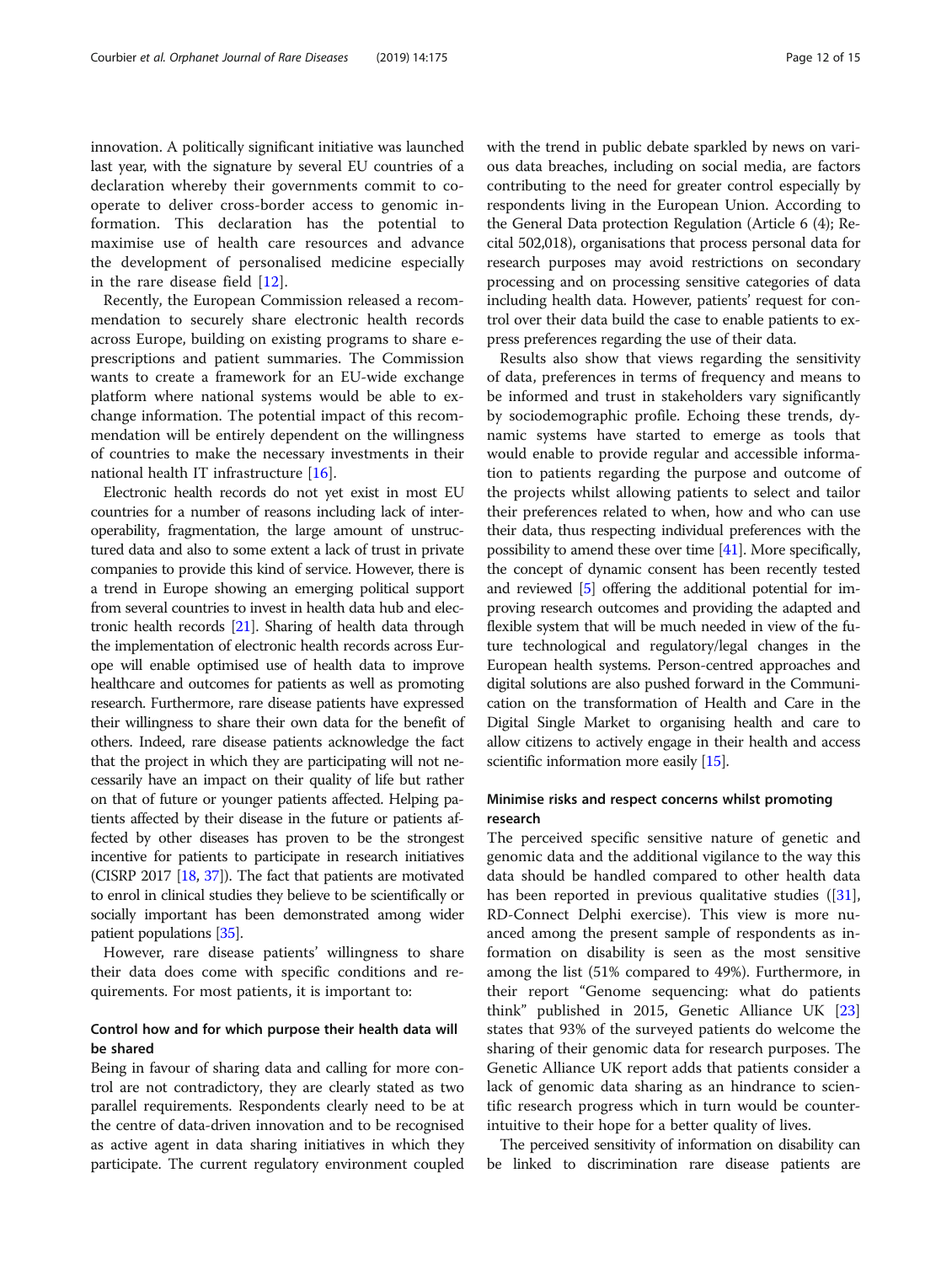innovation. A politically significant initiative was launched last year, with the signature by several EU countries of a declaration whereby their governments commit to cooperate to deliver cross-border access to genomic information. This declaration has the potential to maximise use of health care resources and advance the development of personalised medicine especially in the rare disease field [12].

Recently, the European Commission released a recommendation to securely share electronic health records across Europe, building on existing programs to share e-prescriptions and patient summaries. The Commission wants to create a framework for an EU-wide exchange platform where national systems would be able to exchange information. The potential impact of this recommendation will be entirely dependent on the willingness of countries to make the necessary investments in their national health IT infrastructure [16].

Electronic health records do not yet exist in most EU countries for a number of reasons including lack of interoperability, fragmentation, the large amount of unstructured data and also to some extent a lack of trust in private companies to provide this kind of service. However, there is a trend in Europe showing an emerging political support from several countries to invest in health data hub and electronic health records [21]. Sharing of health data through the implementation of electronic health records across Europe will enable optimised use of health data to improve healthcare and outcomes for patients as well as promoting research. Furthermore, rare disease patients have expressed their willingness to share their own data for the benefit of others. Indeed, rare disease patients acknowledge the fact that the project in which they are participating will not necessarily have an impact on their quality of life but rather on that of future or younger patients affected. Helping patients affected by their disease in the future or patients affected by other diseases has proven to be the strongest incentive for patients to participate in research initiatives (CISRP 2017 [18, 37]). The fact that patients are motivated to enrol in clinical studies they believe to be scientifically or socially important has been demonstrated among wider patient populations [35].

However, rare disease patients' willingness to share their data does come with specific conditions and requirements. For most patients, it is important to:

### Control how and for which purpose their health data will be shared

Being in favour of sharing data and calling for more control are not contradictory, they are clearly stated as two parallel requirements. Respondents clearly need to be at the centre of data-driven innovation and to be recognised as active agent in data sharing initiatives in which they participate. The current regulatory environment coupled with the trend in public debate sparkled by news on various data breaches, including on social media, are factors contributing to the need for greater control especially by respondents living in the European Union. According to the General Data protection Regulation (Article 6 (4); Recital 502,018), organisations that process personal data for research purposes may avoid restrictions on secondary processing and on processing sensitive categories of data including health data. However, patients' request for control over their data build the case to enable patients to express preferences regarding the use of their data.

Results also show that views regarding the sensitivity of data, preferences in terms of frequency and means to be informed and trust in stakeholders vary significantly by sociodemographic profile. Echoing these trends, dynamic systems have started to emerge as tools that would enable to provide regular and accessible information to patients regarding the purpose and outcome of the projects whilst allowing patients to select and tailor their preferences related to when, how and who can use their data, thus respecting individual preferences with the possibility to amend these over time [41]. More specifically, the concept of dynamic consent has been recently tested and reviewed [5] offering the additional potential for improving research outcomes and providing the adapted and flexible system that will be much needed in view of the future technological and regulatory/legal changes in the European health systems. Person-centred approaches and digital solutions are also pushed forward in the Communication on the transformation of Health and Care in the Digital Single Market to organising health and care to allow citizens to actively engage in their health and access scientific information more easily [15].

### Minimise risks and respect concerns whilst promoting research

The perceived specific sensitive nature of genetic and genomic data and the additional vigilance to the way this data should be handled compared to other health data has been reported in previous qualitative studies ([31], RD-Connect Delphi exercise). This view is more nuanced among the present sample of respondents as information on disability is seen as the most sensitive among the list (51% compared to 49%). Furthermore, in their report "Genome sequencing: what do patients think" published in 2015, Genetic Alliance UK [23] states that 93% of the surveyed patients do welcome the sharing of their genomic data for research purposes. The Genetic Alliance UK report adds that patients consider a lack of genomic data sharing as an hindrance to scientific research progress which in turn would be counter-intuitive to their hope for a better quality of lives.

The perceived sensitivity of information on disability can be linked to discrimination rare disease patients are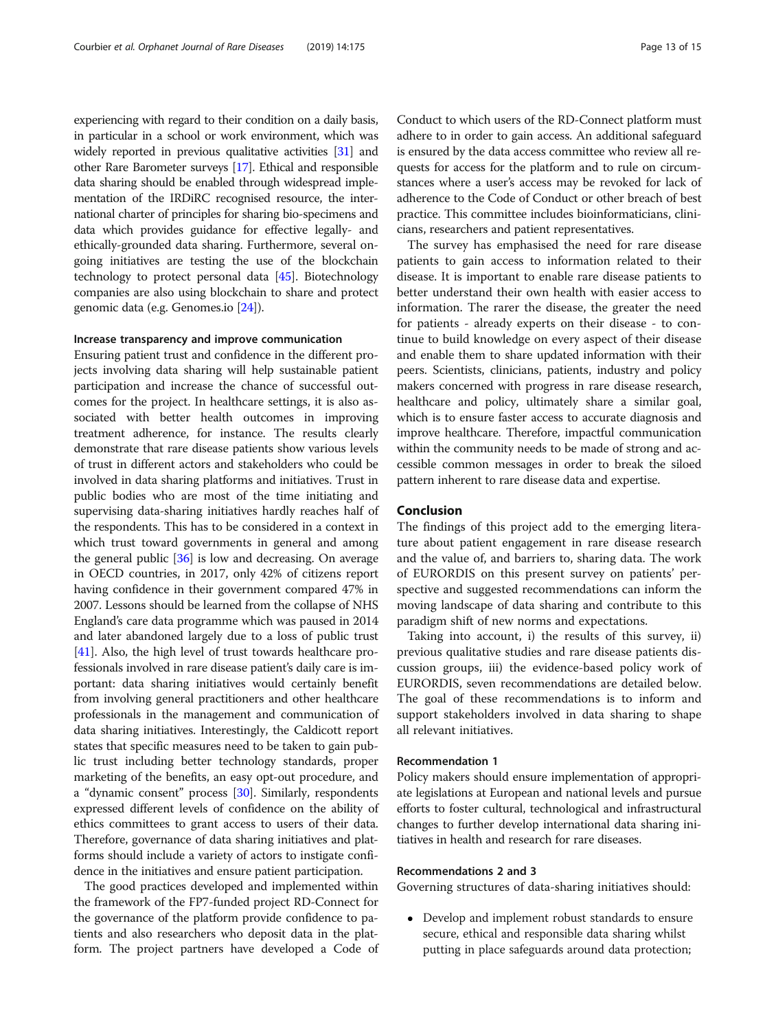experiencing with regard to their condition on a daily basis, in particular in a school or work environment, which was widely reported in previous qualitative activities [31] and other Rare Barometer surveys [17]. Ethical and responsible data sharing should be enabled through widespread implementation of the IRDiRC recognised resource, the international charter of principles for sharing bio-specimens and data which provides guidance for effective legally- and ethically-grounded data sharing. Furthermore, several on-going initiatives are testing the use of the blockchain technology to protect personal data [45]. Biotechnology companies are also using blockchain to share and protect genomic data (e.g. Genomes.io [24]).

#### Increase transparency and improve communication

Ensuring patient trust and confidence in the different projects involving data sharing will help sustainable patient participation and increase the chance of successful outcomes for the project. In healthcare settings, it is also associated with better health outcomes in improving treatment adherence, for instance. The results clearly demonstrate that rare disease patients show various levels of trust in different actors and stakeholders who could be involved in data sharing platforms and initiatives. Trust in public bodies who are most of the time initiating and supervising data-sharing initiatives hardly reaches half of the respondents. This has to be considered in a context in which trust toward governments in general and among the general public [36] is low and decreasing. On average in OECD countries, in 2017, only 42% of citizens report having confidence in their government compared 47% in 2007. Lessons should be learned from the collapse of NHS England's care data programme which was paused in 2014 and later abandoned largely due to a loss of public trust [41]. Also, the high level of trust towards healthcare professionals involved in rare disease patient's daily care is important: data sharing initiatives would certainly benefit from involving general practitioners and other healthcare professionals in the management and communication of data sharing initiatives. Interestingly, the Caldicott report states that specific measures need to be taken to gain public trust including better technology standards, proper marketing of the benefits, an easy opt-out procedure, and a "dynamic consent" process [30]. Similarly, respondents expressed different levels of confidence on the ability of ethics committees to grant access to users of their data. Therefore, governance of data sharing initiatives and platforms should include a variety of actors to instigate confidence in the initiatives and ensure patient participation.

The good practices developed and implemented within the framework of the FP7-funded project RD-Connect for the governance of the platform provide confidence to patients and also researchers who deposit data in the platform. The project partners have developed a Code of Conduct to which users of the RD-Connect platform must adhere to in order to gain access. An additional safeguard is ensured by the data access committee who review all requests for access for the platform and to rule on circumstances where a user's access may be revoked for lack of adherence to the Code of Conduct or other breach of best practice. This committee includes bioinformaticians, clinicians, researchers and patient representatives.

The survey has emphasised the need for rare disease patients to gain access to information related to their disease. It is important to enable rare disease patients to better understand their own health with easier access to information. The rarer the disease, the greater the need for patients - already experts on their disease - to continue to build knowledge on every aspect of their disease and enable them to share updated information with their peers. Scientists, clinicians, patients, industry and policy makers concerned with progress in rare disease research, healthcare and policy, ultimately share a similar goal, which is to ensure faster access to accurate diagnosis and improve healthcare. Therefore, impactful communication within the community needs to be made of strong and accessible common messages in order to break the siloed pattern inherent to rare disease data and expertise.

## Conclusion

The findings of this project add to the emerging literature about patient engagement in rare disease research and the value of, and barriers to, sharing data. The work of EURORDIS on this present survey on patients' perspective and suggested recommendations can inform the moving landscape of data sharing and contribute to this paradigm shift of new norms and expectations.

Taking into account, i) the results of this survey, ii) previous qualitative studies and rare disease patients discussion groups, iii) the evidence-based policy work of EURORDIS, seven recommendations are detailed below. The goal of these recommendations is to inform and support stakeholders involved in data sharing to shape all relevant initiatives.

#### Recommendation 1

Policy makers should ensure implementation of appropriate legislations at European and national levels and pursue efforts to foster cultural, technological and infrastructural changes to further develop international data sharing initiatives in health and research for rare diseases.

#### Recommendations 2 and 3

Governing structures of data-sharing initiatives should:

- Develop and implement robust standards to ensure secure, ethical and responsible data sharing whilst putting in place safeguards around data protection;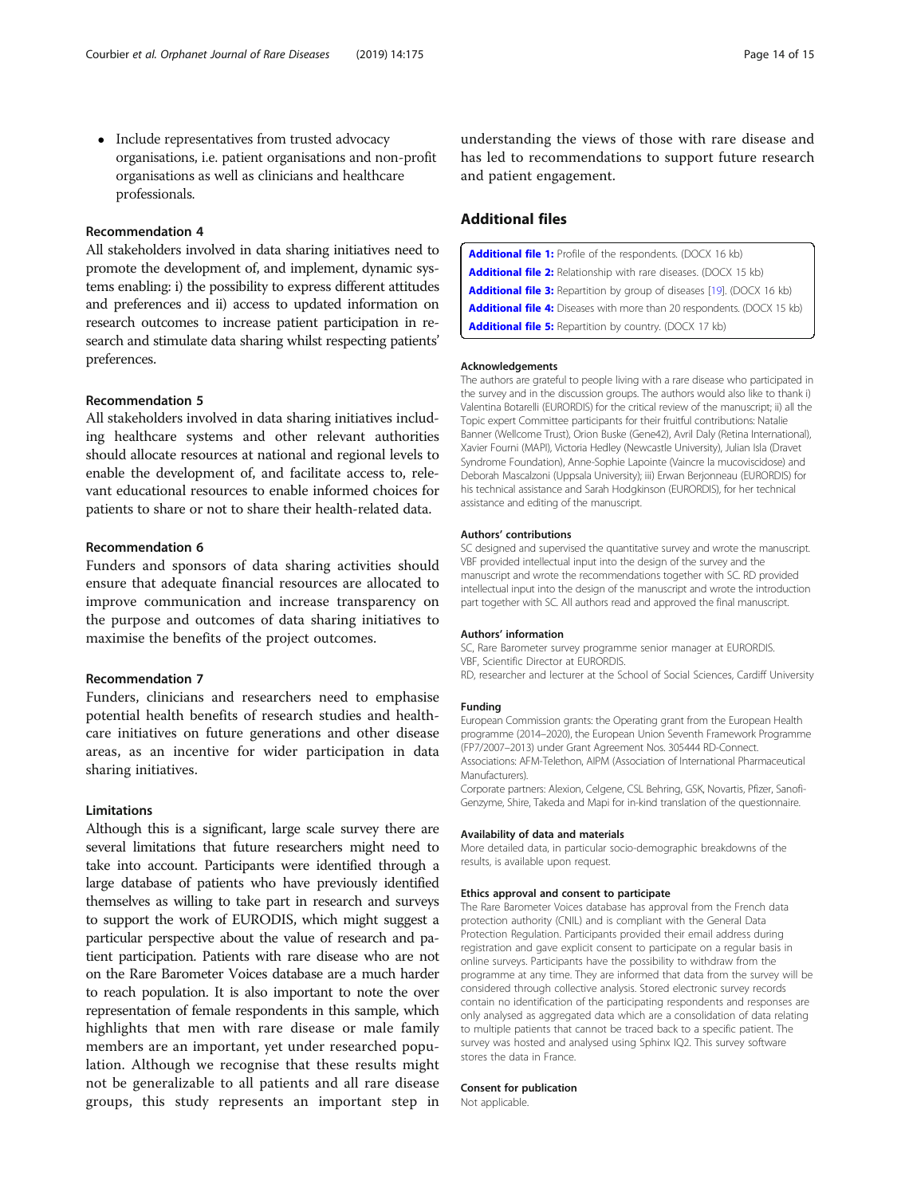- Include representatives from trusted advocacy organisations, i.e. patient organisations and non-profit organisations as well as clinicians and healthcare professionals.

### Recommendation 4

All stakeholders involved in data sharing initiatives need to promote the development of, and implement, dynamic systems enabling: i) the possibility to express different attitudes and preferences and ii) access to updated information on research outcomes to increase patient participation in research and stimulate data sharing whilst respecting patients' preferences.

### Recommendation 5

All stakeholders involved in data sharing initiatives including healthcare systems and other relevant authorities should allocate resources at national and regional levels to enable the development of, and facilitate access to, relevant educational resources to enable informed choices for patients to share or not to share their health-related data.

### Recommendation 6

Funders and sponsors of data sharing activities should ensure that adequate financial resources are allocated to improve communication and increase transparency on the purpose and outcomes of data sharing initiatives to maximise the benefits of the project outcomes.

### Recommendation 7

Funders, clinicians and researchers need to emphasise potential health benefits of research studies and healthcare initiatives on future generations and other disease areas, as an incentive for wider participation in data sharing initiatives.

### Limitations

Although this is a significant, large scale survey there are several limitations that future researchers might need to take into account. Participants were identified through a large database of patients who have previously identified themselves as willing to take part in research and surveys to support the work of EURODIS, which might suggest a particular perspective about the value of research and patient participation. Patients with rare disease who are not on the Rare Barometer Voices database are a much harder to reach population. It is also important to note the over representation of female respondents in this sample, which highlights that men with rare disease or male family members are an important, yet under researched population. Although we recognise that these results might not be generalizable to all patients and all rare disease groups, this study represents an important step in understanding the views of those with rare disease and has led to recommendations to support future research and patient engagement.

## Additional files

**Additional file 1:** Profile of the respondents. (DOCX 16 kb)

**Additional file 2:** Relationship with rare diseases. (DOCX 15 kb)

**Additional file 3:** Repartition by group of diseases [19]. (DOCX 16 kb)

**Additional file 4:** Diseases with more than 20 respondents. (DOCX 15 kb)

**Additional file 5:** Repartition by country. (DOCX 17 kb)

#### Acknowledgements

The authors are grateful to people living with a rare disease who participated in the survey and in the discussion groups. The authors would also like to thank i) Valentina Botarelli (EURORDIS) for the critical review of the manuscript; ii) all the Topic expert Committee participants for their fruitful contributions: Natalie Banner (Wellcome Trust), Orion Buske (Gene42), Avril Daly (Retina International), Xavier Fourni (MAPI), Victoria Hedley (Newcastle University), Julian Isla (Dravet Syndrome Foundation), Anne-Sophie Lapointe (Vaincre la mucoviscidose) and Deborah Mascalzoni (Uppsala University); iii) Erwan Berjonneau (EURORDIS) for his technical assistance and Sarah Hodgkinson (EURORDIS), for her technical assistance and editing of the manuscript.

#### Authors' contributions

SC designed and supervised the quantitative survey and wrote the manuscript. VBF provided intellectual input into the design of the survey and the manuscript and wrote the recommendations together with SC. RD provided intellectual input into the design of the manuscript and wrote the introduction part together with SC. All authors read and approved the final manuscript.

#### Authors' information

SC, Rare Barometer survey programme senior manager at EURORDIS.
VBF, Scientific Director at EURORDIS.
RD, researcher and lecturer at the School of Social Sciences, Cardiff University

#### Funding

European Commission grants: the Operating grant from the European Health programme (2014–2020), the European Union Seventh Framework Programme (FP7/2007–2013) under Grant Agreement Nos. 305444 RD-Connect.
Associations: AFM-Telethon, AIPM (Association of International Pharmaceutical Manufacturers).
Corporate partners: Alexion, Celgene, CSL Behring, GSK, Novartis, Pfizer, Sanofi-Genzyme, Shire, Takeda and Mapi for in-kind translation of the questionnaire.

#### Availability of data and materials

More detailed data, in particular socio-demographic breakdowns of the results, is available upon request.

#### Ethics approval and consent to participate

The Rare Barometer Voices database has approval from the French data protection authority (CNIL) and is compliant with the General Data Protection Regulation. Participants provided their email address during registration and gave explicit consent to participate on a regular basis in online surveys. Participants have the possibility to withdraw from the programme at any time. They are informed that data from the survey will be considered through collective analysis. Stored electronic survey records contain no identification of the participating respondents and responses are only analysed as aggregated data which are a consolidation of data relating to multiple patients that cannot be traced back to a specific patient. The survey was hosted and analysed using Sphinx IQ2. This survey software stores the data in France.

#### Consent for publication

Not applicable.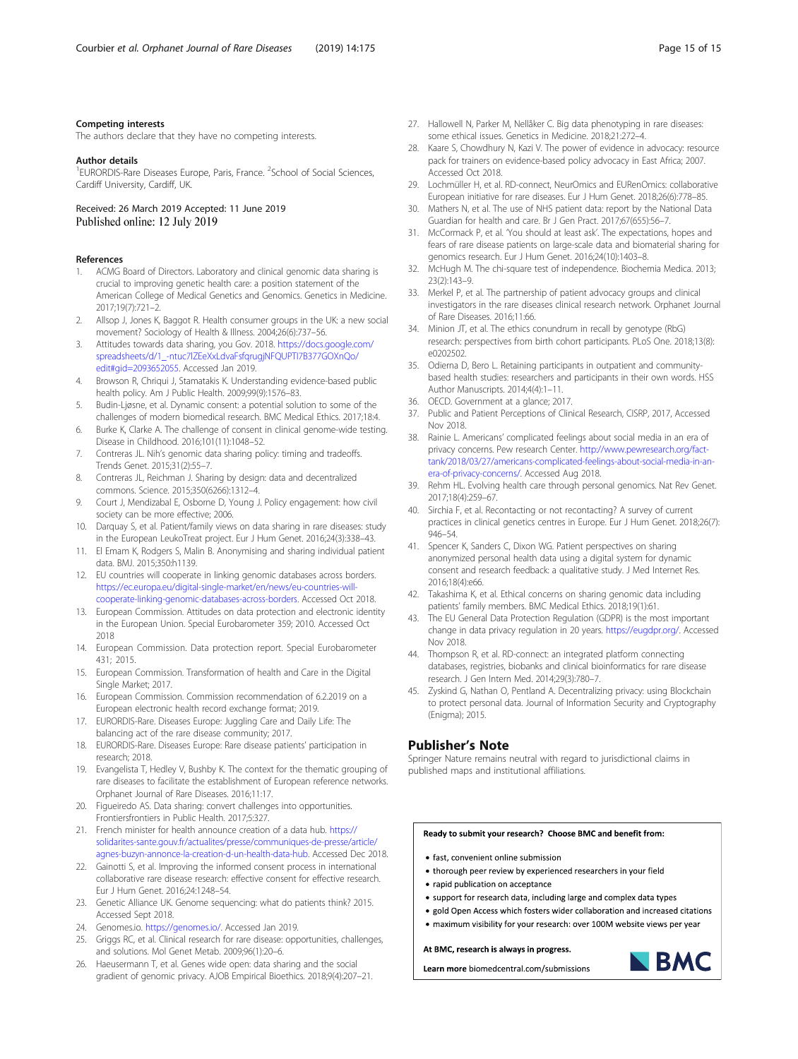### Competing interests

The authors declare that they have no competing interests.

### Author details

[1]EURORDIS-Rare Diseases Europe, Paris, France. [2]School of Social Sciences, Cardiff University, Cardiff, UK.

Received: 26 March 2019 Accepted: 11 June 2019
Published online: 12 July 2019

### References

1. ACMG Board of Directors. Laboratory and clinical genomic data sharing is crucial to improving genetic health care: a position statement of the American College of Medical Genetics and Genomics. Genetics in Medicine. 2017;19(7):721–2.
2. Allsop J, Jones K, Baggot R. Health consumer groups in the UK: a new social movement? Sociology of Health & Illness. 2004;26(6):737–56.
3. Attitudes towards data sharing, you Gov. 2018. https://docs.google.com/spreadsheets/d/1_-ntuc7lZEeXxLdvaFsfqrugjNFQUPTI7B377GOXnQo/edit#gid=2093652055. Accessed Jan 2019.
4. Browson R, Chriqui J, Stamatakis K. Understanding evidence-based public health policy. Am J Public Health. 2009;99(9):1576–83.
5. Budin-Ljøsne, et al. Dynamic consent: a potential solution to some of the challenges of modern biomedical research. BMC Medical Ethics. 2017;18:4.
6. Burke K, Clarke A. The challenge of consent in clinical genome-wide testing. Disease in Childhood. 2016;101(11):1048–52.
7. Contreras JL. Nih's genomic data sharing policy: timing and tradeoffs. Trends Genet. 2015;31(2):55–7.
8. Contreras JL, Reichman J. Sharing by design: data and decentralized commons. Science. 2015;350(6266):1312–4.
9. Court J, Mendizabal E, Osborne D, Young J. Policy engagement: how civil society can be more effective; 2006.
10. Darquay S, et al. Patient/family views on data sharing in rare diseases: study in the European LeukoTreat project. Eur J Hum Genet. 2016;24(3):338–43.
11. El Emam K, Rodgers S, Malin B. Anonymising and sharing individual patient data. BMJ. 2015;350:h1139.
12. EU countries will cooperate in linking genomic databases across borders. https://ec.europa.eu/digital-single-market/en/news/eu-countries-will-cooperate-linking-genomic-databases-across-borders. Accessed Oct 2018.
13. European Commission. Attitudes on data protection and electronic identity in the European Union. Special Eurobarometer 359; 2010. Accessed Oct 2018
14. European Commission. Data protection report. Special Eurobarometer 431; 2015.
15. European Commission. Transformation of health and Care in the Digital Single Market; 2017.
16. European Commission. Commission recommendation of 6.2.2019 on a European electronic health record exchange format; 2019.
17. EURORDIS-Rare. Diseases Europe: Juggling Care and Daily Life: The balancing act of the rare disease community; 2017.
18. EURORDIS-Rare. Diseases Europe: Rare disease patients' participation in research; 2018.
19. Evangelista T, Hedley V, Bushby K. The context for the thematic grouping of rare diseases to facilitate the establishment of European reference networks. Orphanet Journal of Rare Diseases. 2016;11:17.
20. Figueiredo AS. Data sharing: convert challenges into opportunities. Frontiersfrontiers in Public Health. 2017;5:327.
21. French minister for health announce creation of a data hub. https://solidarites-sante.gouv.fr/actualites/presse/communiques-de-presse/article/agnes-buzyn-annonce-la-creation-d-un-health-data-hub. Accessed Dec 2018.
22. Gainotti S, et al. Improving the informed consent process in international collaborative rare disease research: effective consent for effective research. Eur J Hum Genet. 2016;24:1248–54.
23. Genetic Alliance UK. Genome sequencing: what do patients think? 2015. Accessed Sept 2018.
24. Genomes.io. https://genomes.io/. Accessed Jan 2019.
25. Griggs RC, et al. Clinical research for rare disease: opportunities, challenges, and solutions. Mol Genet Metab. 2009;96(1):20–6.
26. Haeusermann T, et al. Genes wide open: data sharing and the social gradient of genomic privacy. AJOB Empirical Bioethics. 2018;9(4):207–21.
27. Hallowell N, Parker M, Nellåker C. Big data phenotyping in rare diseases: some ethical issues. Genetics in Medicine. 2018;21:272–4.
28. Kaare S, Chowdhury N, Kazi V. The power of evidence in advocacy: resource pack for trainers on evidence-based policy advocacy in East Africa; 2007. Accessed Oct 2018.
29. Lochmüller H, et al. RD-connect, NeurOmics and EURenOmics: collaborative European initiative for rare diseases. Eur J Hum Genet. 2018;26(6):778–85.
30. Mathers N, et al. The use of NHS patient data: report by the National Data Guardian for health and care. Br J Gen Pract. 2017;67(655):56–7.
31. McCormack P, et al. 'You should at least ask'. The expectations, hopes and fears of rare disease patients on large-scale data and biomaterial sharing for genomics research. Eur J Hum Genet. 2016;24(10):1403–8.
32. McHugh M. The chi-square test of independence. Biochemia Medica. 2013; 23(2):143–9.
33. Merkel P, et al. The partnership of patient advocacy groups and clinical investigators in the rare diseases clinical research network. Orphanet Journal of Rare Diseases. 2016;11:66.
34. Minion JT, et al. The ethics conundrum in recall by genotype (RbG) research: perspectives from birth cohort participants. PLoS One. 2018;13(8): e0202502.
35. Odierna D, Bero L. Retaining participants in outpatient and community-based health studies: researchers and participants in their own words. HSS Author Manuscripts. 2014;4(4):1–11.
36. OECD. Government at a glance; 2017.
37. Public and Patient Perceptions of Clinical Research, CISRP, 2017, Accessed Nov 2018.
38. Rainie L. Americans' complicated feelings about social media in an era of privacy concerns. Pew research Center. http://www.pewresearch.org/fact-tank/2018/03/27/americans-complicated-feelings-about-social-media-in-an-era-of-privacy-concerns/. Accessed Aug 2018.
39. Rehm HL. Evolving health care through personal genomics. Nat Rev Genet. 2017;18(4):259–67.
40. Sirchia F, et al. Recontacting or not recontacting? A survey of current practices in clinical genetics centres in Europe. Eur J Hum Genet. 2018;26(7): 946–54.
41. Spencer K, Sanders C, Dixon WG. Patient perspectives on sharing anonymized personal health data using a digital system for dynamic consent and research feedback: a qualitative study. J Med Internet Res. 2016;18(4):e66.
42. Takashima K, et al. Ethical concerns on sharing genomic data including patients' family members. BMC Medical Ethics. 2018;19(1):61.
43. The EU General Data Protection Regulation (GDPR) is the most important change in data privacy regulation in 20 years. https://eugdpr.org/. Accessed Nov 2018.
44. Thompson R, et al. RD-connect: an integrated platform connecting databases, registries, biobanks and clinical bioinformatics for rare disease research. J Gen Intern Med. 2014;29(3):780–7.
45. Zyskind G, Nathan O, Pentland A. Decentralizing privacy: using Blockchain to protect personal data. Journal of Information Security and Cryptography (Enigma); 2015.

## Publisher's Note

Springer Nature remains neutral with regard to jurisdictional claims in published maps and institutional affiliations.

**Ready to submit your research? Choose BMC and benefit from:**

- fast, convenient online submission
- thorough peer review by experienced researchers in your field
- rapid publication on acceptance
- support for research data, including large and complex data types
- gold Open Access which fosters wider collaboration and increased citations
- maximum visibility for your research: over 100M website views per year

**At BMC, research is always in progress.**

**Learn more** biomedcentral.com/submissions

BMC